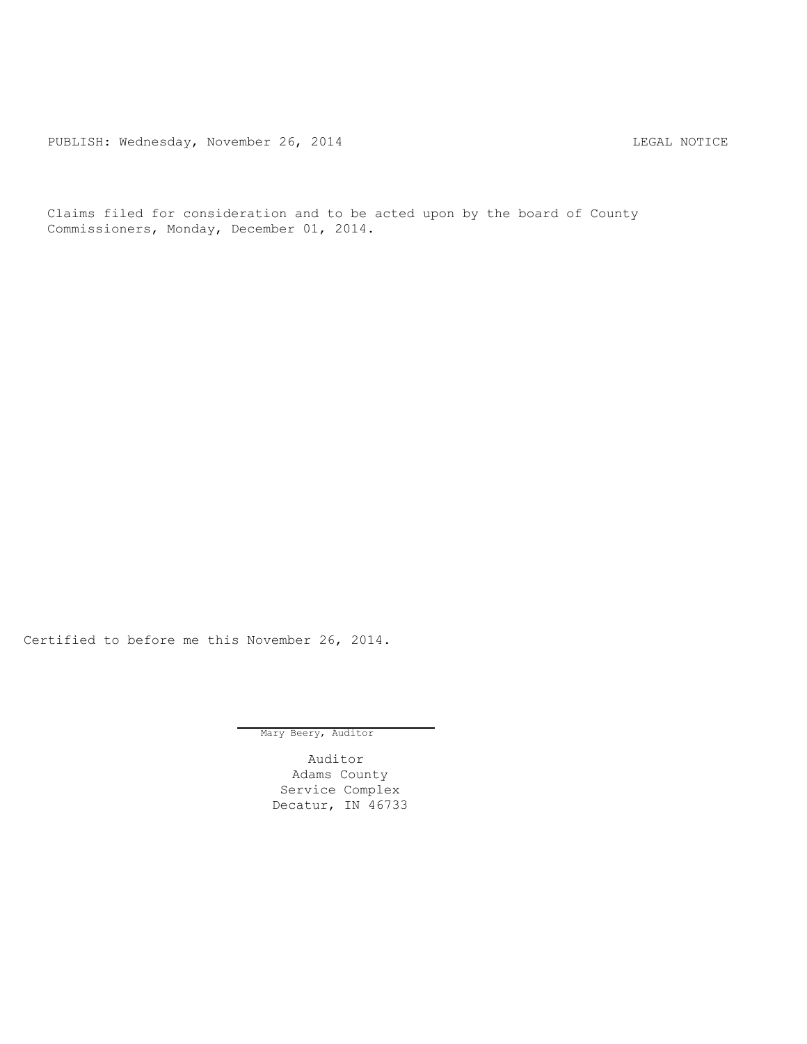PUBLISH: Wednesday, November 26, 2014 LEGAL NOTICE

Claims filed for consideration and to be acted upon by the board of County Commissioners, Monday, December 01, 2014.

Certified to before me this November 26, 2014.

Mary Beery, Auditor

Auditor
Adams County
Service Complex
Decatur, IN 46733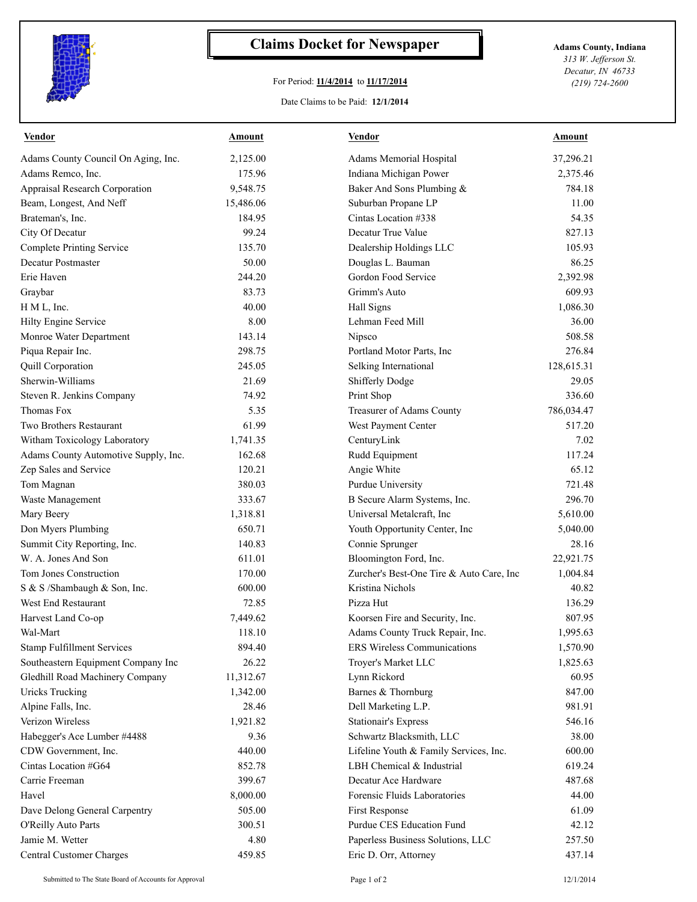# Claims Docket for Newspaper

For Period: **11/4/2014** to **11/17/2014**

Date Claims to be Paid: **12/1/2014**

**Adams County, Indiana**
*313 W. Jefferson St.*
*Decatur, IN 46733*
*(219) 724-2600*

| Vendor | Amount | Vendor | Amount |
|---|---|---|---|
| Adams County Council On Aging, Inc. | 2,125.00 | Adams Memorial Hospital | 37,296.21 |
| Adams Remco, Inc. | 175.96 | Indiana Michigan Power | 2,375.46 |
| Appraisal Research Corporation | 9,548.75 | Baker And Sons Plumbing & | 784.18 |
| Beam, Longest, And Neff | 15,486.06 | Suburban Propane LP | 11.00 |
| Brateman's, Inc. | 184.95 | Cintas Location #338 | 54.35 |
| City Of Decatur | 99.24 | Decatur True Value | 827.13 |
| Complete Printing Service | 135.70 | Dealership Holdings LLC | 105.93 |
| Decatur Postmaster | 50.00 | Douglas L. Bauman | 86.25 |
| Erie Haven | 244.20 | Gordon Food Service | 2,392.98 |
| Graybar | 83.73 | Grimm's Auto | 609.93 |
| H M L, Inc. | 40.00 | Hall Signs | 1,086.30 |
| Hilty Engine Service | 8.00 | Lehman Feed Mill | 36.00 |
| Monroe Water Department | 143.14 | Nipsco | 508.58 |
| Piqua Repair Inc. | 298.75 | Portland Motor Parts, Inc | 276.84 |
| Quill Corporation | 245.05 | Selking International | 128,615.31 |
| Sherwin-Williams | 21.69 | Shifferly Dodge | 29.05 |
| Steven R. Jenkins Company | 74.92 | Print Shop | 336.60 |
| Thomas Fox | 5.35 | Treasurer of Adams County | 786,034.47 |
| Two Brothers Restaurant | 61.99 | West Payment Center | 517.20 |
| Witham Toxicology Laboratory | 1,741.35 | CenturyLink | 7.02 |
| Adams County Automotive Supply, Inc. | 162.68 | Rudd Equipment | 117.24 |
| Zep Sales and Service | 120.21 | Angie White | 65.12 |
| Tom Magnan | 380.03 | Purdue University | 721.48 |
| Waste Management | 333.67 | B Secure Alarm Systems, Inc. | 296.70 |
| Mary Beery | 1,318.81 | Universal Metalcraft, Inc | 5,610.00 |
| Don Myers Plumbing | 650.71 | Youth Opportunity Center, Inc | 5,040.00 |
| Summit City Reporting, Inc. | 140.83 | Connie Sprunger | 28.16 |
| W. A. Jones And Son | 611.01 | Bloomington Ford, Inc. | 22,921.75 |
| Tom Jones Construction | 170.00 | Zurcher's Best-One Tire & Auto Care, Inc | 1,004.84 |
| S & S /Shambaugh & Son, Inc. | 600.00 | Kristina Nichols | 40.82 |
| West End Restaurant | 72.85 | Pizza Hut | 136.29 |
| Harvest Land Co-op | 7,449.62 | Koorsen Fire and Security, Inc. | 807.95 |
| Wal-Mart | 118.10 | Adams County Truck Repair, Inc. | 1,995.63 |
| Stamp Fulfillment Services | 894.40 | ERS Wireless Communications | 1,570.90 |
| Southeastern Equipment Company Inc | 26.22 | Troyer's Market LLC | 1,825.63 |
| Gledhill Road Machinery Company | 11,312.67 | Lynn Rickord | 60.95 |
| Uricks Trucking | 1,342.00 | Barnes & Thornburg | 847.00 |
| Alpine Falls, Inc. | 28.46 | Dell Marketing L.P. | 981.91 |
| Verizon Wireless | 1,921.82 | Stationair's Express | 546.16 |
| Habegger's Ace Lumber #4488 | 9.36 | Schwartz Blacksmith, LLC | 38.00 |
| CDW Government, Inc. | 440.00 | Lifeline Youth & Family Services, Inc. | 600.00 |
| Cintas Location #G64 | 852.78 | LBH Chemical & Industrial | 619.24 |
| Carrie Freeman | 399.67 | Decatur Ace Hardware | 487.68 |
| Havel | 8,000.00 | Forensic Fluids Laboratories | 44.00 |
| Dave Delong General Carpentry | 505.00 | First Response | 61.09 |
| O'Reilly Auto Parts | 300.51 | Purdue CES Education Fund | 42.12 |
| Jamie M. Wetter | 4.80 | Paperless Business Solutions, LLC | 257.50 |
| Central Customer Charges | 459.85 | Eric D. Orr, Attorney | 437.14 |

Submitted to The State Board of Accounts for Approval — 12/1/2014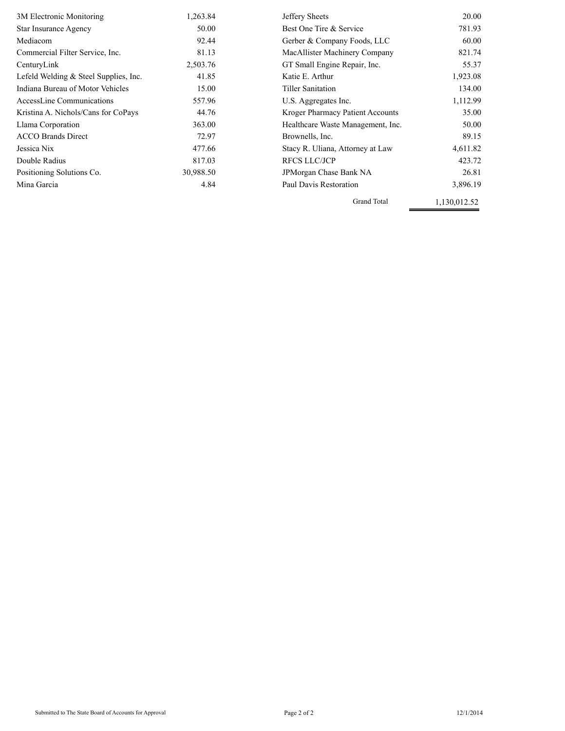| | |
|---|---|
| 3M Electronic Monitoring | 1,263.84 |
| Star Insurance Agency | 50.00 |
| Mediacom | 92.44 |
| Commercial Filter Service, Inc. | 81.13 |
| CenturyLink | 2,503.76 |
| Lefeld Welding & Steel Supplies, Inc. | 41.85 |
| Indiana Bureau of Motor Vehicles | 15.00 |
| AccessLine Communications | 557.96 |
| Kristina A. Nichols/Cans for CoPays | 44.76 |
| Llama Corporation | 363.00 |
| ACCO Brands Direct | 72.97 |
| Jessica Nix | 477.66 |
| Double Radius | 817.03 |
| Positioning Solutions Co. | 30,988.50 |
| Mina Garcia | 4.84 |
| Jeffery Sheets | 20.00 |
| Best One Tire & Service | 781.93 |
| Gerber & Company Foods, LLC | 60.00 |
| MacAllister Machinery Company | 821.74 |
| GT Small Engine Repair, Inc. | 55.37 |
| Katie E. Arthur | 1,923.08 |
| Tiller Sanitation | 134.00 |
| U.S. Aggregates Inc. | 1,112.99 |
| Kroger Pharmacy Patient Accounts | 35.00 |
| Healthcare Waste Management, Inc. | 50.00 |
| Brownells, Inc. | 89.15 |
| Stacy R. Uliana, Attorney at Law | 4,611.82 |
| RFCS LLC/JCP | 423.72 |
| JPMorgan Chase Bank NA | 26.81 |
| Paul Davis Restoration | 3,896.19 |
| Grand Total | 1,130,012.52 |

Submitted to The State Board of Accounts for Approval

12/1/2014